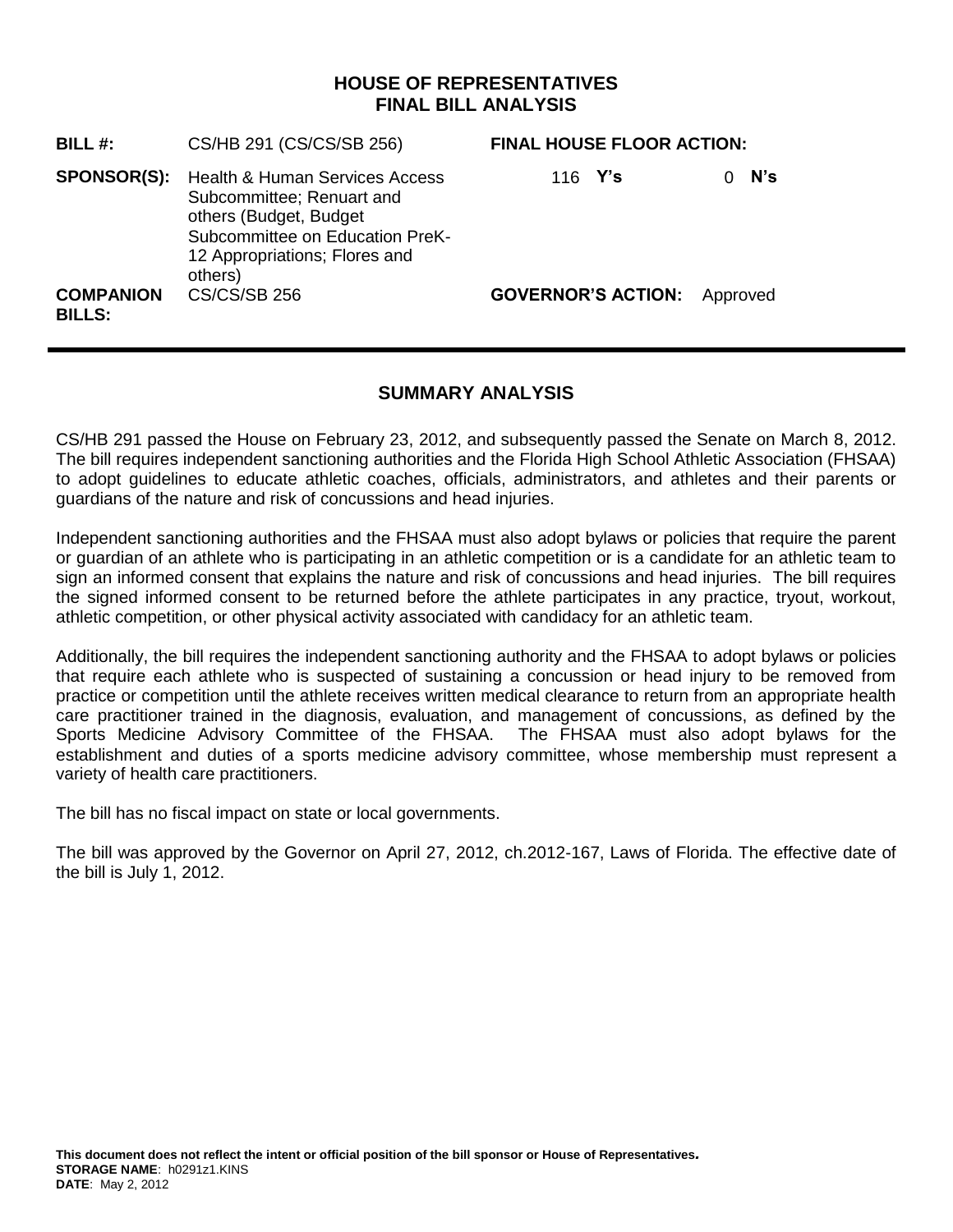# HOUSE OF REPRESENTATIVES
## FINAL BILL ANALYSIS

| | | | |
|---|---|---|---|
| **BILL #:** | CS/HB 291 (CS/CS/SB 256) | **FINAL HOUSE FLOOR ACTION:** | |
| **SPONSOR(S):** | Health & Human Services Access Subcommittee; Renuart and others (Budget, Budget Subcommittee on Education PreK-12 Appropriations; Flores and others) | 116 **Y's** | 0 **N's** |
| **COMPANION BILLS:** | CS/CS/SB 256 | **GOVERNOR'S ACTION:** | Approved |

## SUMMARY ANALYSIS

CS/HB 291 passed the House on February 23, 2012, and subsequently passed the Senate on March 8, 2012. The bill requires independent sanctioning authorities and the Florida High School Athletic Association (FHSAA) to adopt guidelines to educate athletic coaches, officials, administrators, and athletes and their parents or guardians of the nature and risk of concussions and head injuries.

Independent sanctioning authorities and the FHSAA must also adopt bylaws or policies that require the parent or guardian of an athlete who is participating in an athletic competition or is a candidate for an athletic team to sign an informed consent that explains the nature and risk of concussions and head injuries. The bill requires the signed informed consent to be returned before the athlete participates in any practice, tryout, workout, athletic competition, or other physical activity associated with candidacy for an athletic team.

Additionally, the bill requires the independent sanctioning authority and the FHSAA to adopt bylaws or policies that require each athlete who is suspected of sustaining a concussion or head injury to be removed from practice or competition until the athlete receives written medical clearance to return from an appropriate health care practitioner trained in the diagnosis, evaluation, and management of concussions, as defined by the Sports Medicine Advisory Committee of the FHSAA. The FHSAA must also adopt bylaws for the establishment and duties of a sports medicine advisory committee, whose membership must represent a variety of health care practitioners.

The bill has no fiscal impact on state or local governments.

The bill was approved by the Governor on April 27, 2012, ch.2012-167, Laws of Florida. The effective date of the bill is July 1, 2012.

**This document does not reflect the intent or official position of the bill sponsor or House of Representatives.**
**STORAGE NAME**: h0291z1.KINS
**DATE**: May 2, 2012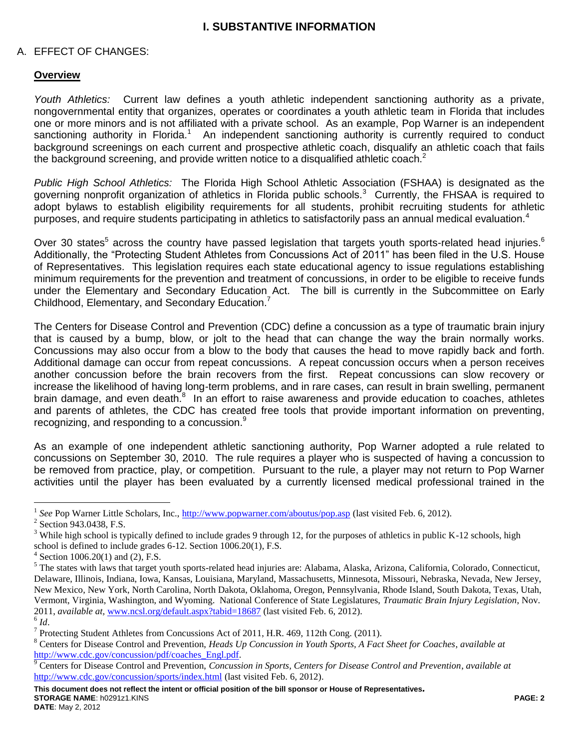# I. SUBSTANTIVE INFORMATION

## A. EFFECT OF CHANGES:

### Overview

*Youth Athletics:* Current law defines a youth athletic independent sanctioning authority as a private, nongovernmental entity that organizes, operates or coordinates a youth athletic team in Florida that includes one or more minors and is not affiliated with a private school. As an example, Pop Warner is an independent sanctioning authority in Florida.[1] An independent sanctioning authority is currently required to conduct background screenings on each current and prospective athletic coach, disqualify an athletic coach that fails the background screening, and provide written notice to a disqualified athletic coach.[2]

*Public High School Athletics:* The Florida High School Athletic Association (FSHAA) is designated as the governing nonprofit organization of athletics in Florida public schools.[3] Currently, the FHSAA is required to adopt bylaws to establish eligibility requirements for all students, prohibit recruiting students for athletic purposes, and require students participating in athletics to satisfactorily pass an annual medical evaluation.[4]

Over 30 states[5] across the country have passed legislation that targets youth sports-related head injuries.[6] Additionally, the "Protecting Student Athletes from Concussions Act of 2011" has been filed in the U.S. House of Representatives. This legislation requires each state educational agency to issue regulations establishing minimum requirements for the prevention and treatment of concussions, in order to be eligible to receive funds under the Elementary and Secondary Education Act. The bill is currently in the Subcommittee on Early Childhood, Elementary, and Secondary Education.[7]

The Centers for Disease Control and Prevention (CDC) define a concussion as a type of traumatic brain injury that is caused by a bump, blow, or jolt to the head that can change the way the brain normally works. Concussions may also occur from a blow to the body that causes the head to move rapidly back and forth. Additional damage can occur from repeat concussions. A repeat concussion occurs when a person receives another concussion before the brain recovers from the first. Repeat concussions can slow recovery or increase the likelihood of having long-term problems, and in rare cases, can result in brain swelling, permanent brain damage, and even death.[8] In an effort to raise awareness and provide education to coaches, athletes and parents of athletes, the CDC has created free tools that provide important information on preventing, recognizing, and responding to a concussion.[9]

As an example of one independent athletic sanctioning authority, Pop Warner adopted a rule related to concussions on September 30, 2010. The rule requires a player who is suspected of having a concussion to be removed from practice, play, or competition. Pursuant to the rule, a player may not return to Pop Warner activities until the player has been evaluated by a currently licensed medical professional trained in the

---

[1] *See* Pop Warner Little Scholars, Inc., http://www.popwarner.com/aboutus/pop.asp (last visited Feb. 6, 2012).

[2] Section 943.0438, F.S.

[3] While high school is typically defined to include grades 9 through 12, for the purposes of athletics in public K-12 schools, high school is defined to include grades 6-12. Section 1006.20(1), F.S.

[4] Section 1006.20(1) and (2), F.S.

[5] The states with laws that target youth sports-related head injuries are: Alabama, Alaska, Arizona, California, Colorado, Connecticut, Delaware, Illinois, Indiana, Iowa, Kansas, Louisiana, Maryland, Massachusetts, Minnesota, Missouri, Nebraska, Nevada, New Jersey, New Mexico, New York, North Carolina, North Dakota, Oklahoma, Oregon, Pennsylvania, Rhode Island, South Dakota, Texas, Utah, Vermont, Virginia, Washington, and Wyoming. National Conference of State Legislatures, *Traumatic Brain Injury Legislation*, Nov. 2011, *available at*, www.ncsl.org/default.aspx?tabid=18687 (last visited Feb. 6, 2012).

[6] *Id*.

[7] Protecting Student Athletes from Concussions Act of 2011, H.R. 469, 112th Cong. (2011).

[8] Centers for Disease Control and Prevention, *Heads Up Concussion in Youth Sports, A Fact Sheet for Coaches*, *available at* http://www.cdc.gov/concussion/pdf/coaches_Engl.pdf.

[9] Centers for Disease Control and Prevention, *Concussion in Sports, Centers for Disease Control and Prevention*, *available at* http://www.cdc.gov/concussion/sports/index.html (last visited Feb. 6, 2012).

**This document does not reflect the intent or official position of the bill sponsor or House of Representatives.**
**STORAGE NAME**: h0291z1.KINS
**DATE**: May 2, 2012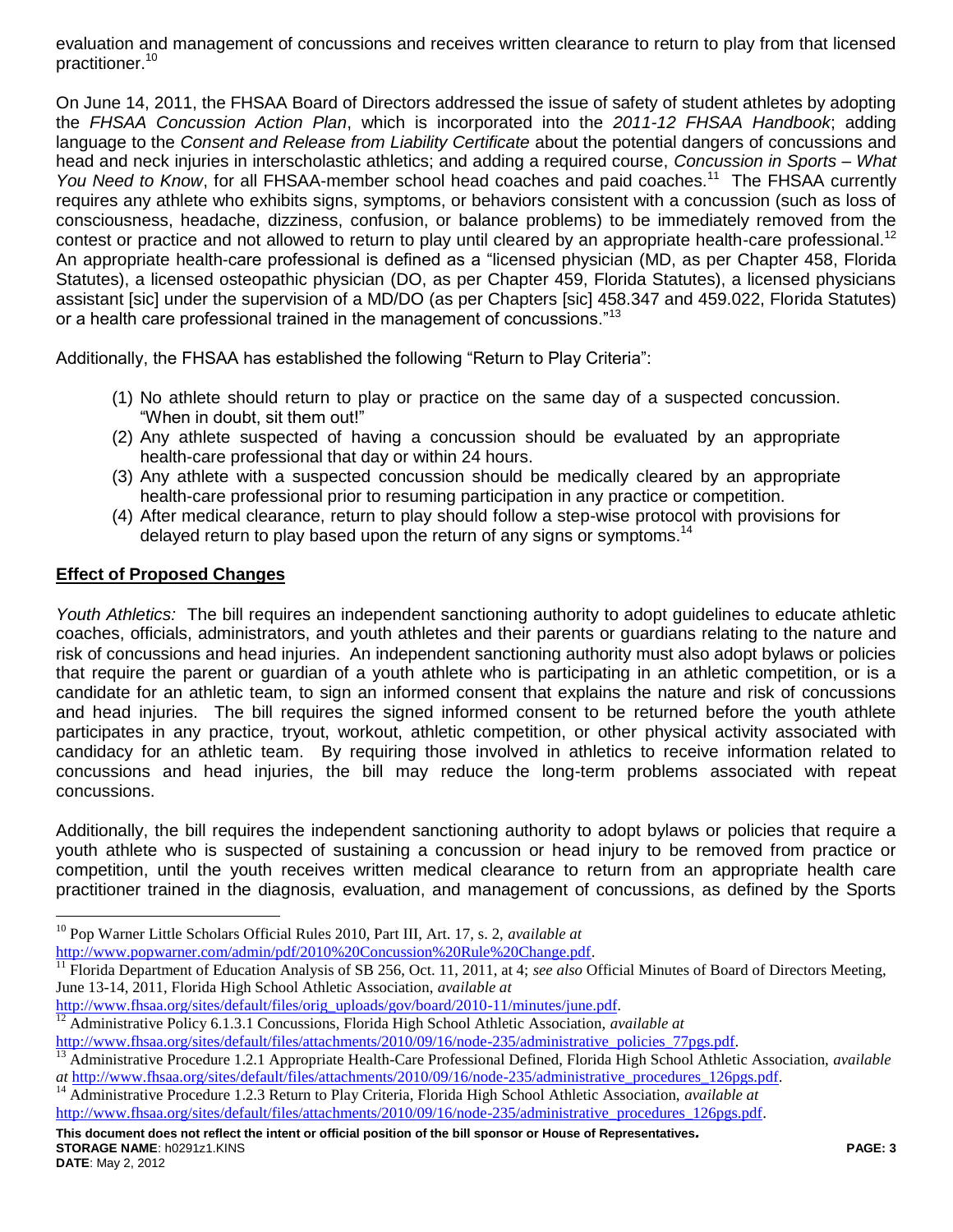evaluation and management of concussions and receives written clearance to return to play from that licensed practitioner.[10]

On June 14, 2011, the FHSAA Board of Directors addressed the issue of safety of student athletes by adopting the *FHSAA Concussion Action Plan*, which is incorporated into the *2011-12 FHSAA Handbook*; adding language to the *Consent and Release from Liability Certificate* about the potential dangers of concussions and head and neck injuries in interscholastic athletics; and adding a required course, *Concussion in Sports – What You Need to Know*, for all FHSAA-member school head coaches and paid coaches.[11] The FHSAA currently requires any athlete who exhibits signs, symptoms, or behaviors consistent with a concussion (such as loss of consciousness, headache, dizziness, confusion, or balance problems) to be immediately removed from the contest or practice and not allowed to return to play until cleared by an appropriate health-care professional.[12] An appropriate health-care professional is defined as a "licensed physician (MD, as per Chapter 458, Florida Statutes), a licensed osteopathic physician (DO, as per Chapter 459, Florida Statutes), a licensed physicians assistant [sic] under the supervision of a MD/DO (as per Chapters [sic] 458.347 and 459.022, Florida Statutes) or a health care professional trained in the management of concussions."[13]

Additionally, the FHSAA has established the following "Return to Play Criteria":

(1) No athlete should return to play or practice on the same day of a suspected concussion. "When in doubt, sit them out!"
(2) Any athlete suspected of having a concussion should be evaluated by an appropriate health-care professional that day or within 24 hours.
(3) Any athlete with a suspected concussion should be medically cleared by an appropriate health-care professional prior to resuming participation in any practice or competition.
(4) After medical clearance, return to play should follow a step-wise protocol with provisions for delayed return to play based upon the return of any signs or symptoms.[14]

## Effect of Proposed Changes

*Youth Athletics:* The bill requires an independent sanctioning authority to adopt guidelines to educate athletic coaches, officials, administrators, and youth athletes and their parents or guardians relating to the nature and risk of concussions and head injuries. An independent sanctioning authority must also adopt bylaws or policies that require the parent or guardian of a youth athlete who is participating in an athletic competition, or is a candidate for an athletic team, to sign an informed consent that explains the nature and risk of concussions and head injuries. The bill requires the signed informed consent to be returned before the youth athlete participates in any practice, tryout, workout, athletic competition, or other physical activity associated with candidacy for an athletic team. By requiring those involved in athletics to receive information related to concussions and head injuries, the bill may reduce the long-term problems associated with repeat concussions.

Additionally, the bill requires the independent sanctioning authority to adopt bylaws or policies that require a youth athlete who is suspected of sustaining a concussion or head injury to be removed from practice or competition, until the youth receives written medical clearance to return from an appropriate health care practitioner trained in the diagnosis, evaluation, and management of concussions, as defined by the Sports

---

[10] Pop Warner Little Scholars Official Rules 2010, Part III, Art. 17, s. 2, *available at* http://www.popwarner.com/admin/pdf/2010%20Concussion%20Rule%20Change.pdf.

[11] Florida Department of Education Analysis of SB 256, Oct. 11, 2011, at 4; *see also* Official Minutes of Board of Directors Meeting, June 13-14, 2011, Florida High School Athletic Association, *available at* http://www.fhsaa.org/sites/default/files/orig_uploads/gov/board/2010-11/minutes/june.pdf.

[12] Administrative Policy 6.1.3.1 Concussions, Florida High School Athletic Association, *available at* http://www.fhsaa.org/sites/default/files/attachments/2010/09/16/node-235/administrative_policies_77pgs.pdf.

[13] Administrative Procedure 1.2.1 Appropriate Health-Care Professional Defined, Florida High School Athletic Association, *available at* http://www.fhsaa.org/sites/default/files/attachments/2010/09/16/node-235/administrative_procedures_126pgs.pdf.

[14] Administrative Procedure 1.2.3 Return to Play Criteria, Florida High School Athletic Association, *available at* http://www.fhsaa.org/sites/default/files/attachments/2010/09/16/node-235/administrative_procedures_126pgs.pdf.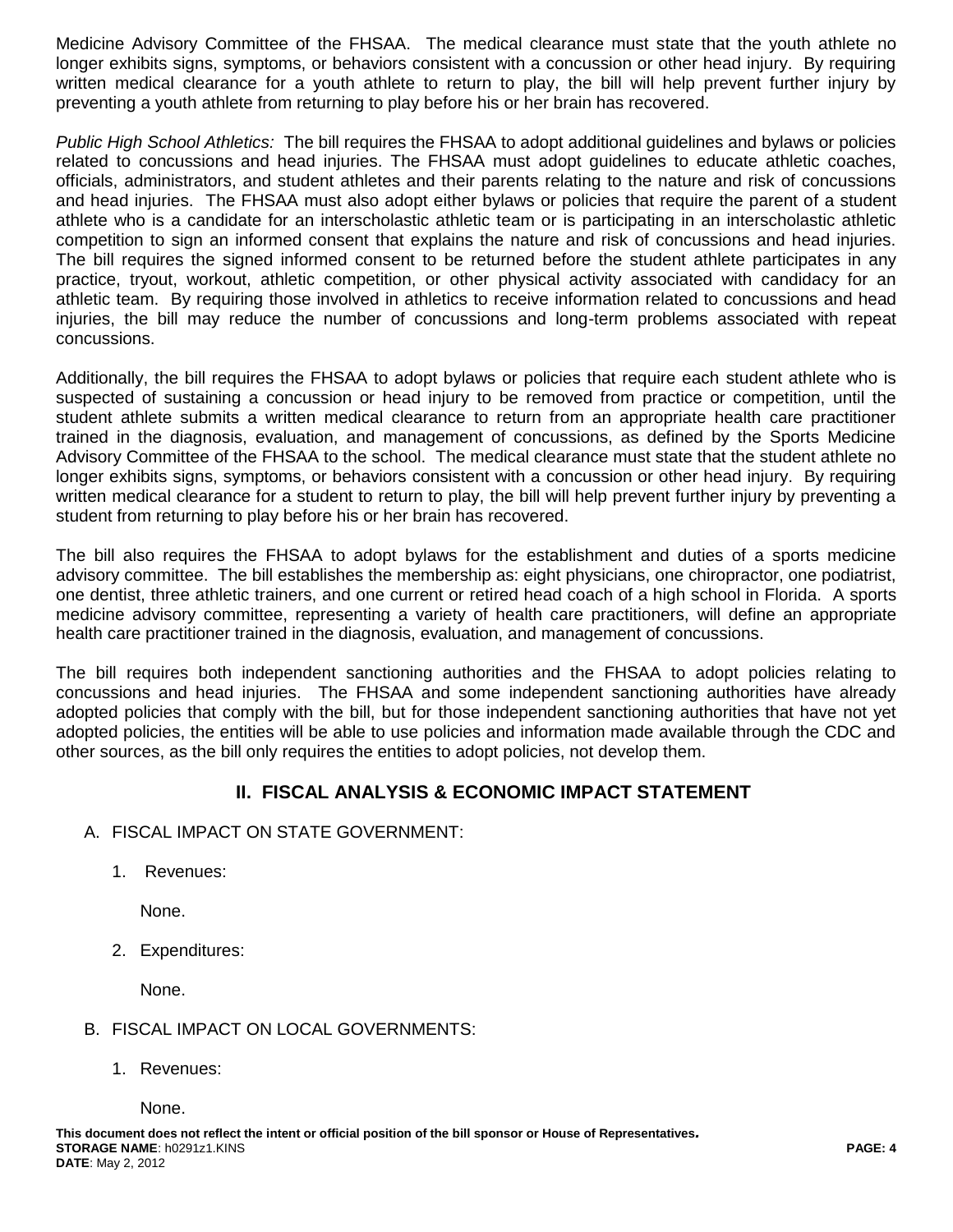Medicine Advisory Committee of the FHSAA. The medical clearance must state that the youth athlete no longer exhibits signs, symptoms, or behaviors consistent with a concussion or other head injury. By requiring written medical clearance for a youth athlete to return to play, the bill will help prevent further injury by preventing a youth athlete from returning to play before his or her brain has recovered.

*Public High School Athletics:* The bill requires the FHSAA to adopt additional guidelines and bylaws or policies related to concussions and head injuries. The FHSAA must adopt guidelines to educate athletic coaches, officials, administrators, and student athletes and their parents relating to the nature and risk of concussions and head injuries. The FHSAA must also adopt either bylaws or policies that require the parent of a student athlete who is a candidate for an interscholastic athletic team or is participating in an interscholastic athletic competition to sign an informed consent that explains the nature and risk of concussions and head injuries. The bill requires the signed informed consent to be returned before the student athlete participates in any practice, tryout, workout, athletic competition, or other physical activity associated with candidacy for an athletic team. By requiring those involved in athletics to receive information related to concussions and head injuries, the bill may reduce the number of concussions and long-term problems associated with repeat concussions.

Additionally, the bill requires the FHSAA to adopt bylaws or policies that require each student athlete who is suspected of sustaining a concussion or head injury to be removed from practice or competition, until the student athlete submits a written medical clearance to return from an appropriate health care practitioner trained in the diagnosis, evaluation, and management of concussions, as defined by the Sports Medicine Advisory Committee of the FHSAA to the school. The medical clearance must state that the student athlete no longer exhibits signs, symptoms, or behaviors consistent with a concussion or other head injury. By requiring written medical clearance for a student to return to play, the bill will help prevent further injury by preventing a student from returning to play before his or her brain has recovered.

The bill also requires the FHSAA to adopt bylaws for the establishment and duties of a sports medicine advisory committee. The bill establishes the membership as: eight physicians, one chiropractor, one podiatrist, one dentist, three athletic trainers, and one current or retired head coach of a high school in Florida. A sports medicine advisory committee, representing a variety of health care practitioners, will define an appropriate health care practitioner trained in the diagnosis, evaluation, and management of concussions.

The bill requires both independent sanctioning authorities and the FHSAA to adopt policies relating to concussions and head injuries. The FHSAA and some independent sanctioning authorities have already adopted policies that comply with the bill, but for those independent sanctioning authorities that have not yet adopted policies, the entities will be able to use policies and information made available through the CDC and other sources, as the bill only requires the entities to adopt policies, not develop them.

## II. FISCAL ANALYSIS & ECONOMIC IMPACT STATEMENT

A. FISCAL IMPACT ON STATE GOVERNMENT:

1. Revenues:

   None.

2. Expenditures:

   None.

B. FISCAL IMPACT ON LOCAL GOVERNMENTS:

1. Revenues:

   None.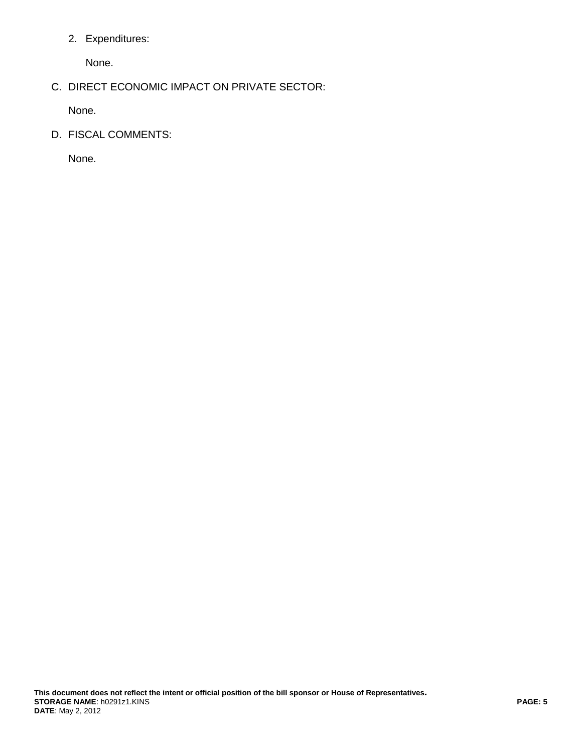2. Expenditures:

   None.

C. DIRECT ECONOMIC IMPACT ON PRIVATE SECTOR:

   None.

D. FISCAL COMMENTS:

   None.